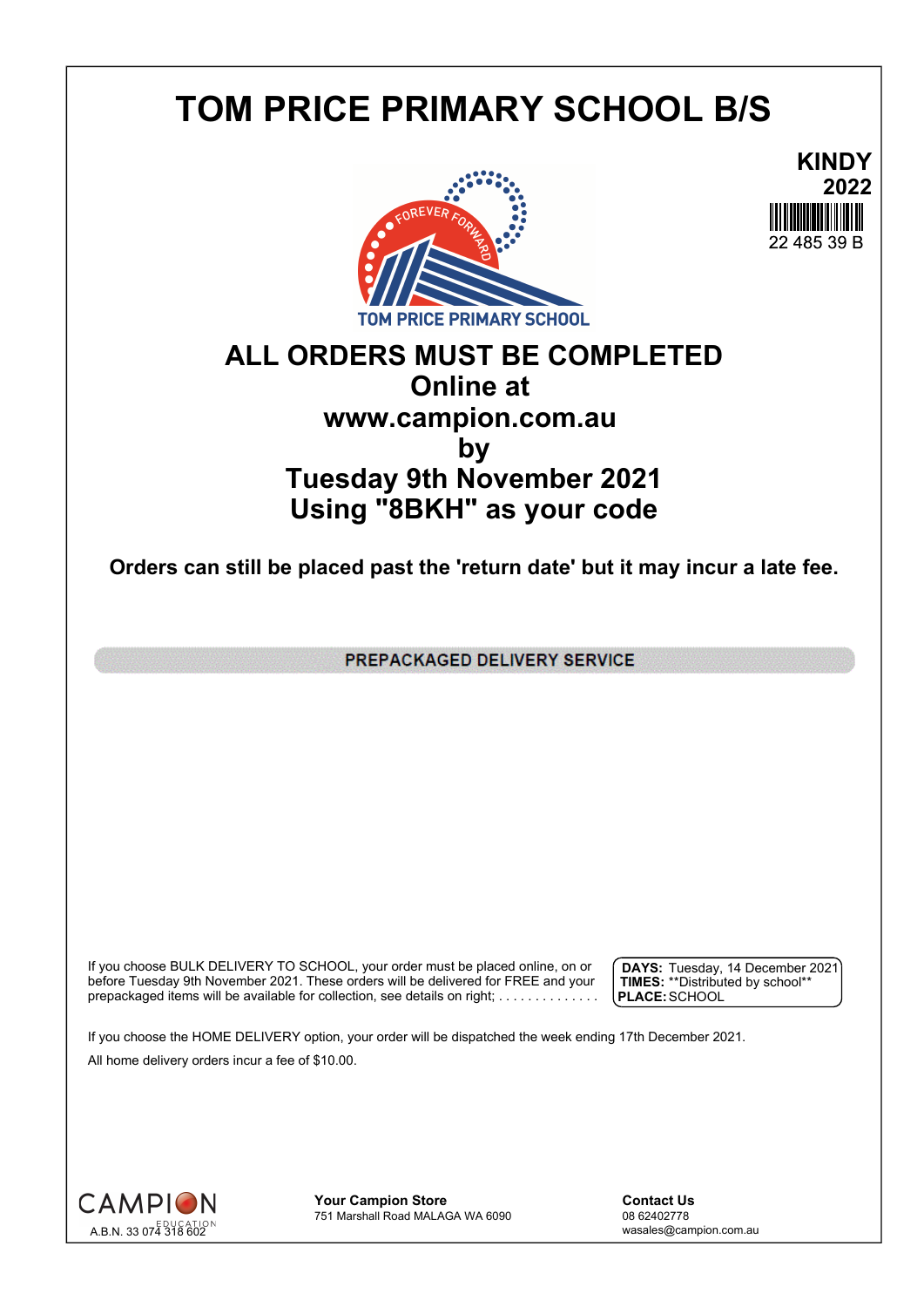# TOM PRICE PRIMARY SCHOOL B/S

**KINDY**
**2022**
22 485 39 B

FOREVER FORWARD
TOM PRICE PRIMARY SCHOOL

## ALL ORDERS MUST BE COMPLETED
## Online at
## www.campion.com.au
## by
## Tuesday 9th November 2021
## Using "8BKH" as your code

**Orders can still be placed past the 'return date' but it may incur a late fee.**

**PREPACKAGED DELIVERY SERVICE**

If you choose BULK DELIVERY TO SCHOOL, your order must be placed online, on or before Tuesday 9th November 2021. These orders will be delivered for FREE and your prepackaged items will be available for collection, see details on right; . . . . . . . . . . . . . .

**DAYS:** Tuesday, 14 December 2021
**TIMES:** **Distributed by school**
**PLACE:** SCHOOL

If you choose the HOME DELIVERY option, your order will be dispatched the week ending 17th December 2021.

All home delivery orders incur a fee of $10.00.

CAMPION EDUCATION
A.B.N. 33 074 318 602

**Your Campion Store**
751 Marshall Road MALAGA WA 6090

**Contact Us**
08 62402778
wasales@campion.com.au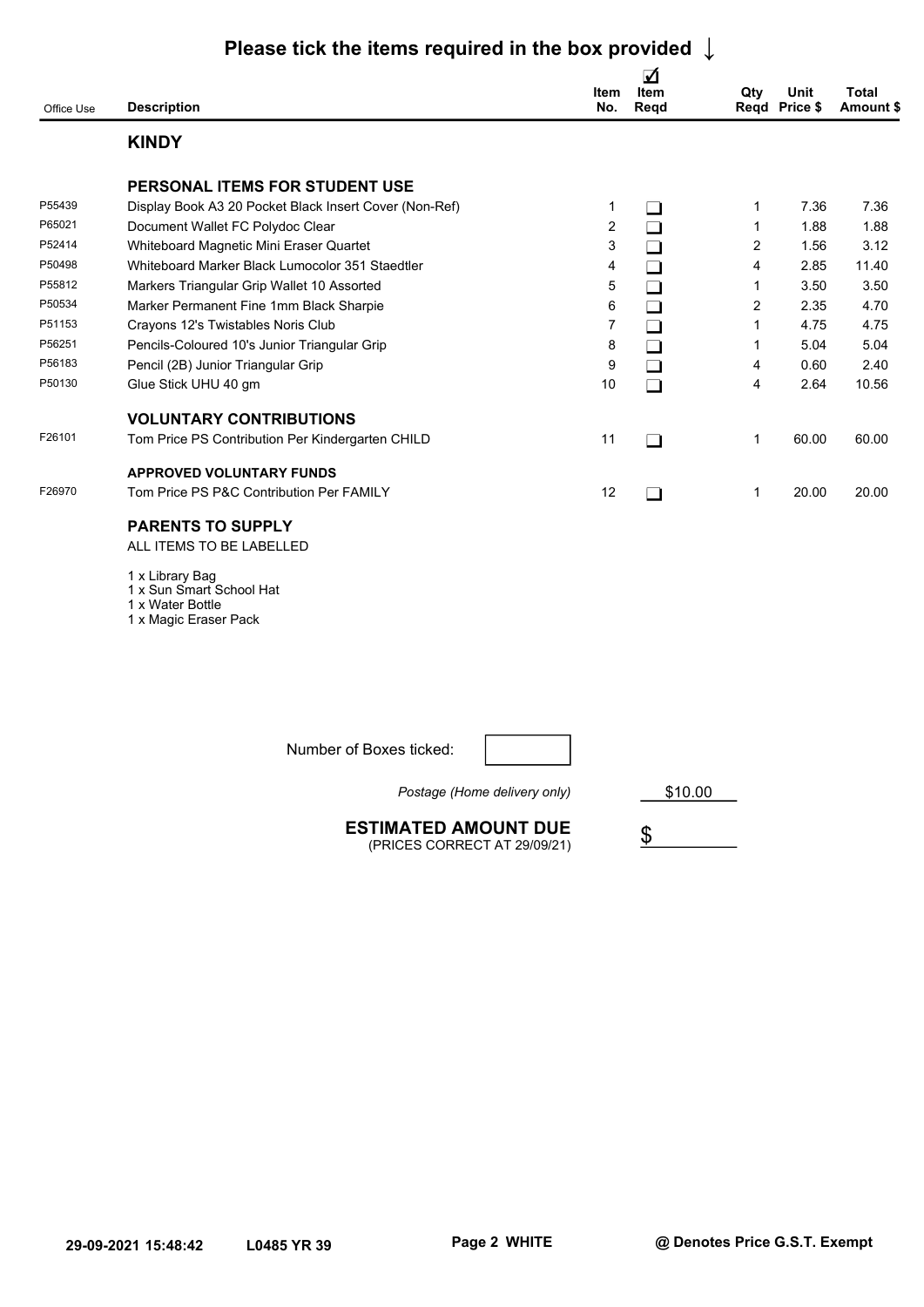## Please tick the items required in the box provided ↓

| Office Use | Description | Item No. | ☑ Item Reqd | Qty Reqd | Unit Price $ | Total Amount $ |
|---|---|---|---|---|---|---|
| | **KINDY** | | | | | |
| | **PERSONAL ITEMS FOR STUDENT USE** | | | | | |
| P55439 | Display Book A3 20 Pocket Black Insert Cover (Non-Ref) | 1 | ❑ | 1 | 7.36 | 7.36 |
| P65021 | Document Wallet FC Polydoc Clear | 2 | ❑ | 1 | 1.88 | 1.88 |
| P52414 | Whiteboard Magnetic Mini Eraser Quartet | 3 | ❑ | 2 | 1.56 | 3.12 |
| P50498 | Whiteboard Marker Black Lumocolor 351 Staedtler | 4 | ❑ | 4 | 2.85 | 11.40 |
| P55812 | Markers Triangular Grip Wallet 10 Assorted | 5 | ❑ | 1 | 3.50 | 3.50 |
| P50534 | Marker Permanent Fine 1mm Black Sharpie | 6 | ❑ | 2 | 2.35 | 4.70 |
| P51153 | Crayons 12's Twistables Noris Club | 7 | ❑ | 1 | 4.75 | 4.75 |
| P56251 | Pencils-Coloured 10's Junior Triangular Grip | 8 | ❑ | 1 | 5.04 | 5.04 |
| P56183 | Pencil (2B) Junior Triangular Grip | 9 | ❑ | 4 | 0.60 | 2.40 |
| P50130 | Glue Stick UHU 40 gm | 10 | ❑ | 4 | 2.64 | 10.56 |
| | **VOLUNTARY CONTRIBUTIONS** | | | | | |
| F26101 | Tom Price PS Contribution Per Kindergarten CHILD | 11 | ❑ | 1 | 60.00 | 60.00 |
| | **APPROVED VOLUNTARY FUNDS** | | | | | |
| F26970 | Tom Price PS P&C Contribution Per FAMILY | 12 | ❑ | 1 | 20.00 | 20.00 |

**PARENTS TO SUPPLY**

ALL ITEMS TO BE LABELLED

1 x Library Bag
1 x Sun Smart School Hat
1 x Water Bottle
1 x Magic Eraser Pack

Number of Boxes ticked: ______

*Postage (Home delivery only)* $10.00

**ESTIMATED AMOUNT DUE** $ ______
(PRICES CORRECT AT 29/09/21)

29-09-2021 15:48:42 L0485 YR 39 Page 2 WHITE @ Denotes Price G.S.T. Exempt